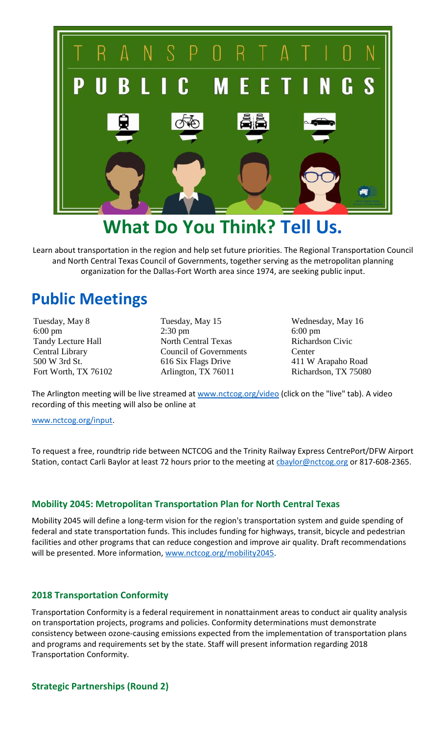# TRANSPORTATION PUBLIC MEETINGS

## What Do You Think? Tell Us.

Learn about transportation in the region and help set future priorities. The Regional Transportation Council and North Central Texas Council of Governments, together serving as the metropolitan planning organization for the Dallas-Fort Worth area since 1974, are seeking public input.

# Public Meetings

Tuesday, May 8
6:00 pm
Tandy Lecture Hall
Central Library
500 W 3rd St.
Fort Worth, TX 76102

Tuesday, May 15
2:30 pm
North Central Texas Council of Governments
616 Six Flags Drive
Arlington, TX 76011

Wednesday, May 16
6:00 pm
Richardson Civic Center
411 W Arapaho Road
Richardson, TX 75080

The Arlington meeting will be live streamed at www.nctcog.org/video (click on the "live" tab). A video recording of this meeting will also be online at

www.nctcog.org/input.

To request a free, roundtrip ride between NCTCOG and the Trinity Railway Express CentrePort/DFW Airport Station, contact Carli Baylor at least 72 hours prior to the meeting at cbaylor@nctcog.org or 817-608-2365.

### Mobility 2045: Metropolitan Transportation Plan for North Central Texas

Mobility 2045 will define a long-term vision for the region's transportation system and guide spending of federal and state transportation funds. This includes funding for highways, transit, bicycle and pedestrian facilities and other programs that can reduce congestion and improve air quality. Draft recommendations will be presented. More information, www.nctcog.org/mobility2045.

### 2018 Transportation Conformity

Transportation Conformity is a federal requirement in nonattainment areas to conduct air quality analysis on transportation projects, programs and policies. Conformity determinations must demonstrate consistency between ozone-causing emissions expected from the implementation of transportation plans and programs and requirements set by the state. Staff will present information regarding 2018 Transportation Conformity.

### Strategic Partnerships (Round 2)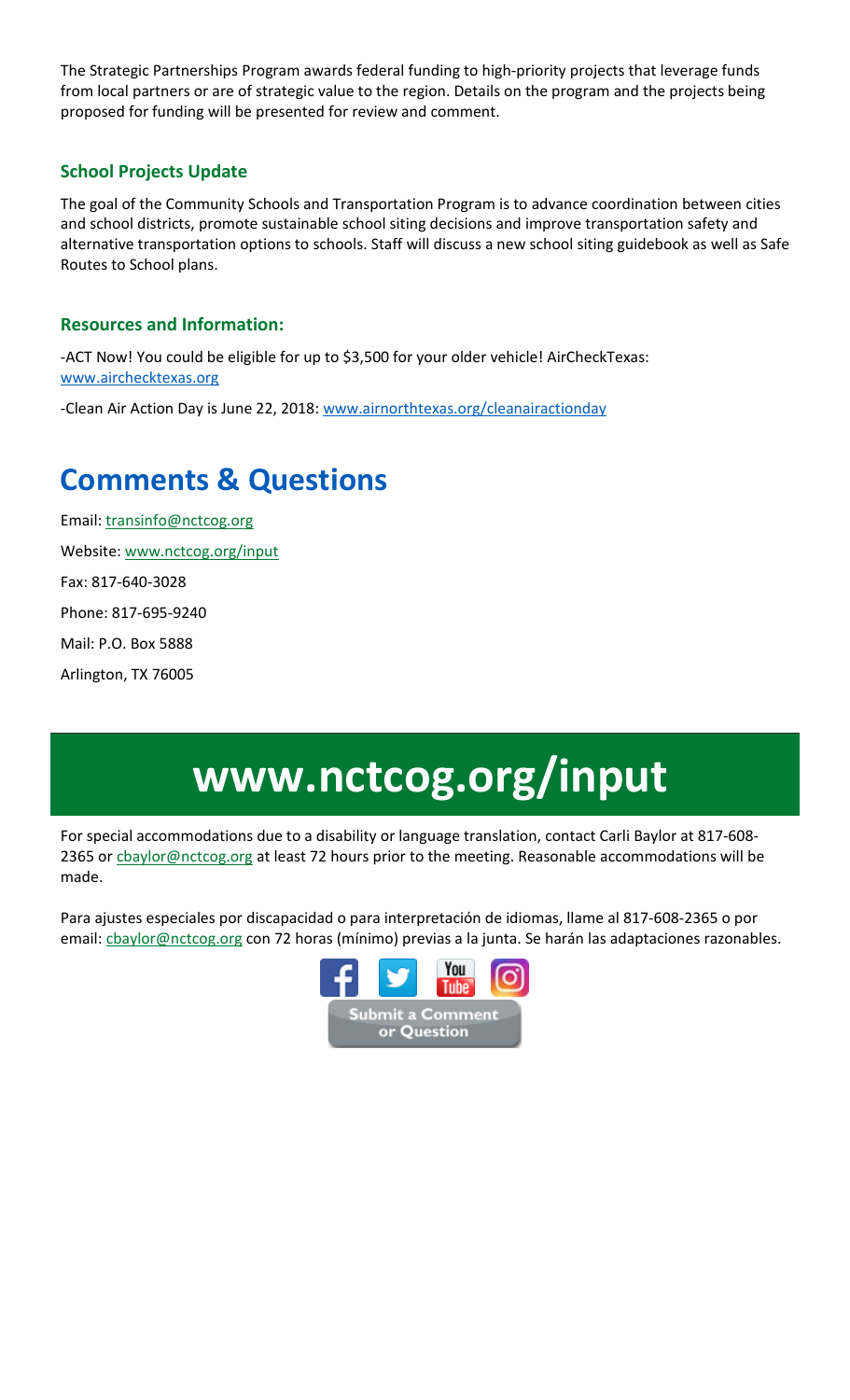The Strategic Partnerships Program awards federal funding to high-priority projects that leverage funds from local partners or are of strategic value to the region. Details on the program and the projects being proposed for funding will be presented for review and comment.

### School Projects Update

The goal of the Community Schools and Transportation Program is to advance coordination between cities and school districts, promote sustainable school siting decisions and improve transportation safety and alternative transportation options to schools. Staff will discuss a new school siting guidebook as well as Safe Routes to School plans.

### Resources and Information:

-ACT Now! You could be eligible for up to $3,500 for your older vehicle! AirCheckTexas: www.airchecktexas.org

-Clean Air Action Day is June 22, 2018: www.airnorthtexas.org/cleanairactionday

# Comments & Questions

Email: transinfo@nctcog.org

Website: www.nctcog.org/input

Fax: 817-640-3028

Phone: 817-695-9240

Mail: P.O. Box 5888

Arlington, TX 76005

# www.nctcog.org/input

For special accommodations due to a disability or language translation, contact Carli Baylor at 817-608-2365 or cbaylor@nctcog.org at least 72 hours prior to the meeting. Reasonable accommodations will be made.

Para ajustes especiales por discapacidad o para interpretación de idiomas, llame al 817-608-2365 o por email: cbaylor@nctcog.org con 72 horas (mínimo) previas a la junta. Se harán las adaptaciones razonables.

Submit a Comment or Question